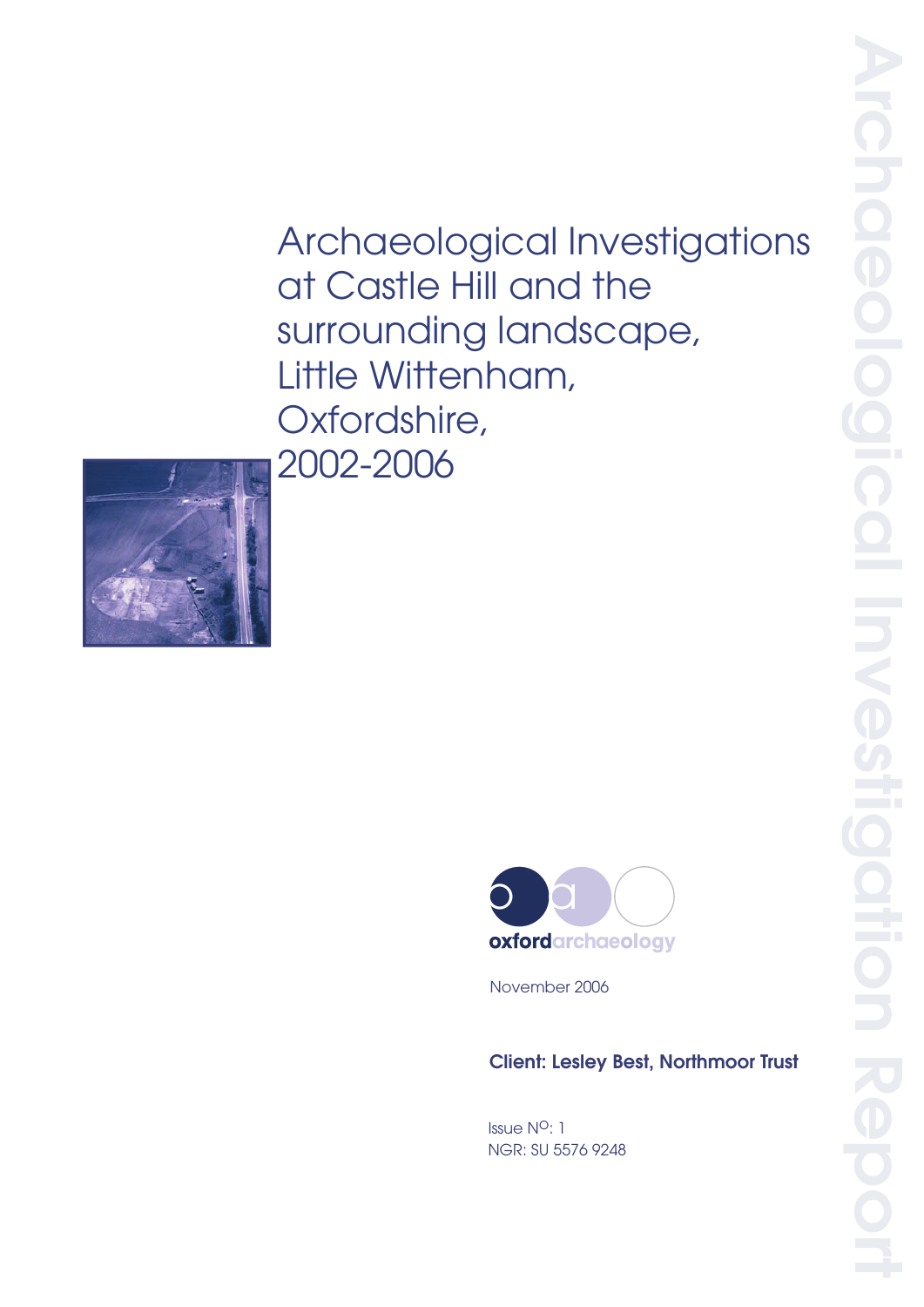# Archaeological Investigations at Castle Hill and the surrounding landscape, Little Wittenham, Oxfordshire, 2002-2006

**oxford**archaeology

November 2006

**Client: Lesley Best, Northmoor Trust**

Issue No: 1

NGR: SU 5576 9248

Archaeological Investigation Report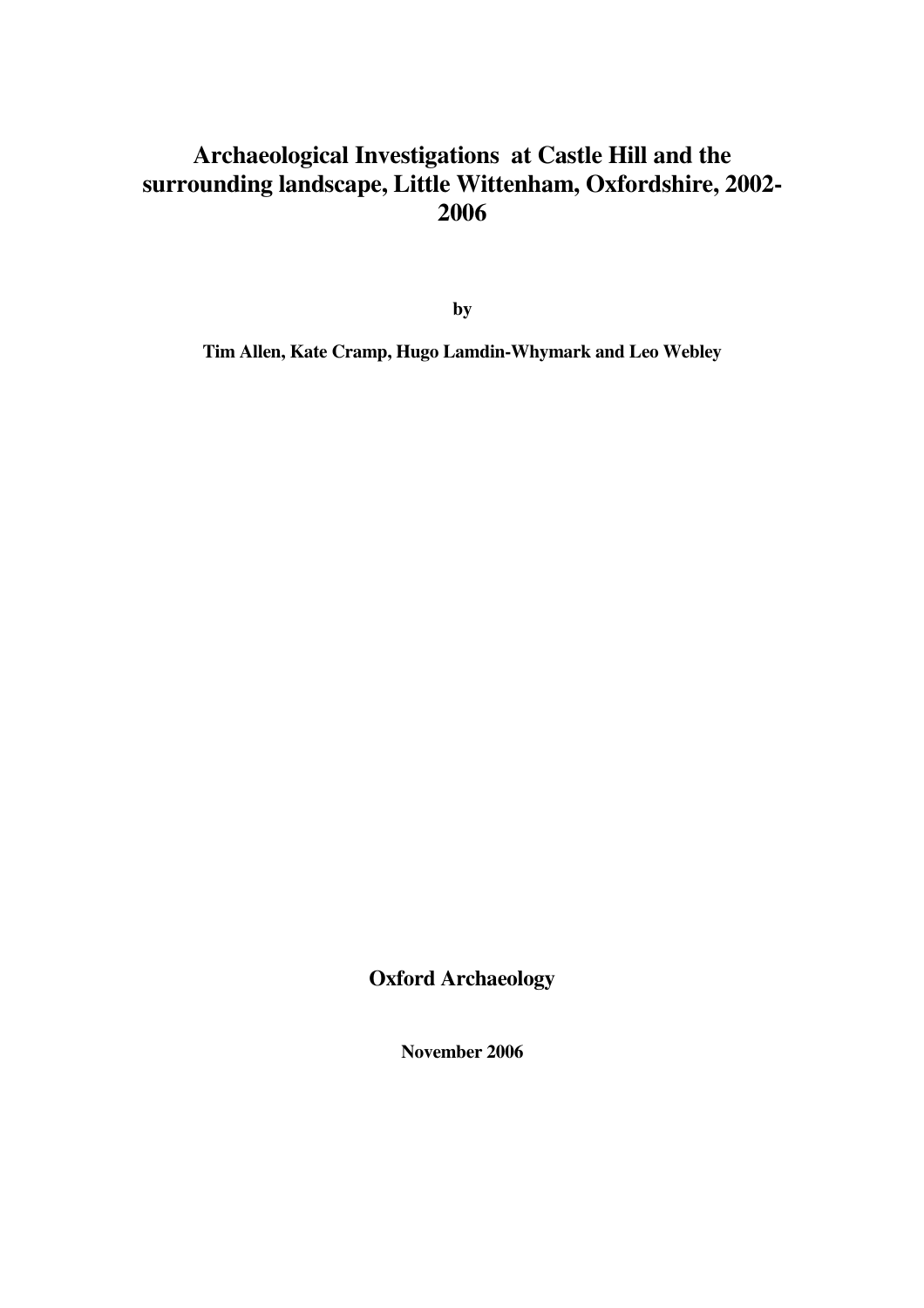# Archaeological Investigations at Castle Hill and the surrounding landscape, Little Wittenham, Oxfordshire, 2002-2006

**by**

**Tim Allen, Kate Cramp, Hugo Lamdin-Whymark and Leo Webley**

**Oxford Archaeology**

**November 2006**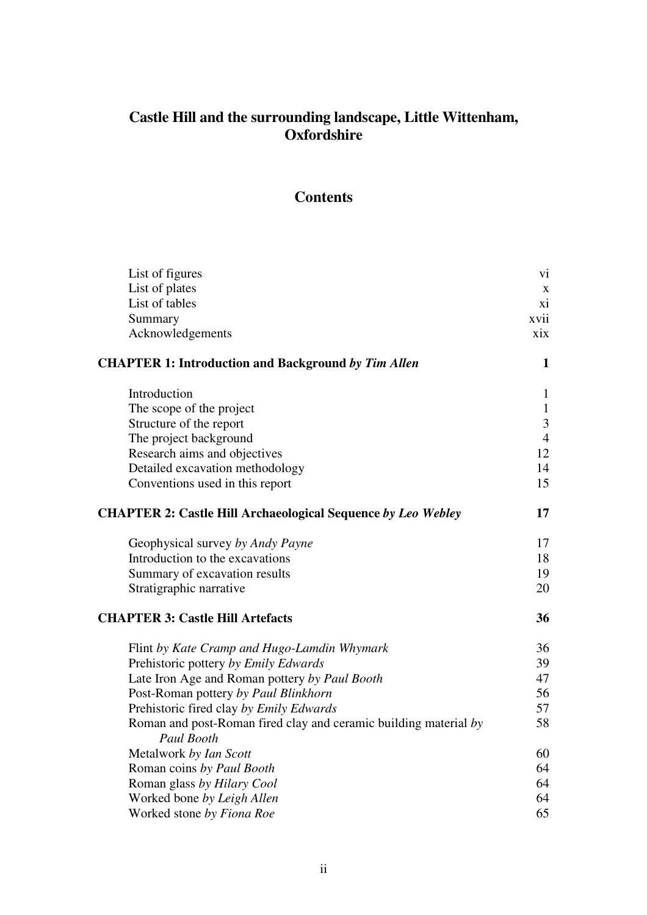# Castle Hill and the surrounding landscape, Little Wittenham, Oxfordshire

## Contents

| | |
|---|---|
| List of figures | vi |
| List of plates | x |
| List of tables | xi |
| Summary | xvii |
| Acknowledgements | xix |
| **CHAPTER 1: Introduction and Background** ***by Tim Allen*** | **1** |
| Introduction | 1 |
| The scope of the project | 1 |
| Structure of the report | 3 |
| The project background | 4 |
| Research aims and objectives | 12 |
| Detailed excavation methodology | 14 |
| Conventions used in this report | 15 |
| **CHAPTER 2: Castle Hill Archaeological Sequence** ***by Leo Webley*** | **17** |
| Geophysical survey *by Andy Payne* | 17 |
| Introduction to the excavations | 18 |
| Summary of excavation results | 19 |
| Stratigraphic narrative | 20 |
| **CHAPTER 3: Castle Hill Artefacts** | **36** |
| Flint *by Kate Cramp and Hugo-Lamdin Whymark* | 36 |
| Prehistoric pottery *by Emily Edwards* | 39 |
| Late Iron Age and Roman pottery *by Paul Booth* | 47 |
| Post-Roman pottery *by Paul Blinkhorn* | 56 |
| Prehistoric fired clay *by Emily Edwards* | 57 |
| Roman and post-Roman fired clay and ceramic building material *by Paul Booth* | 58 |
| Metalwork *by Ian Scott* | 60 |
| Roman coins *by Paul Booth* | 64 |
| Roman glass *by Hilary Cool* | 64 |
| Worked bone *by Leigh Allen* | 64 |
| Worked stone *by Fiona Roe* | 65 |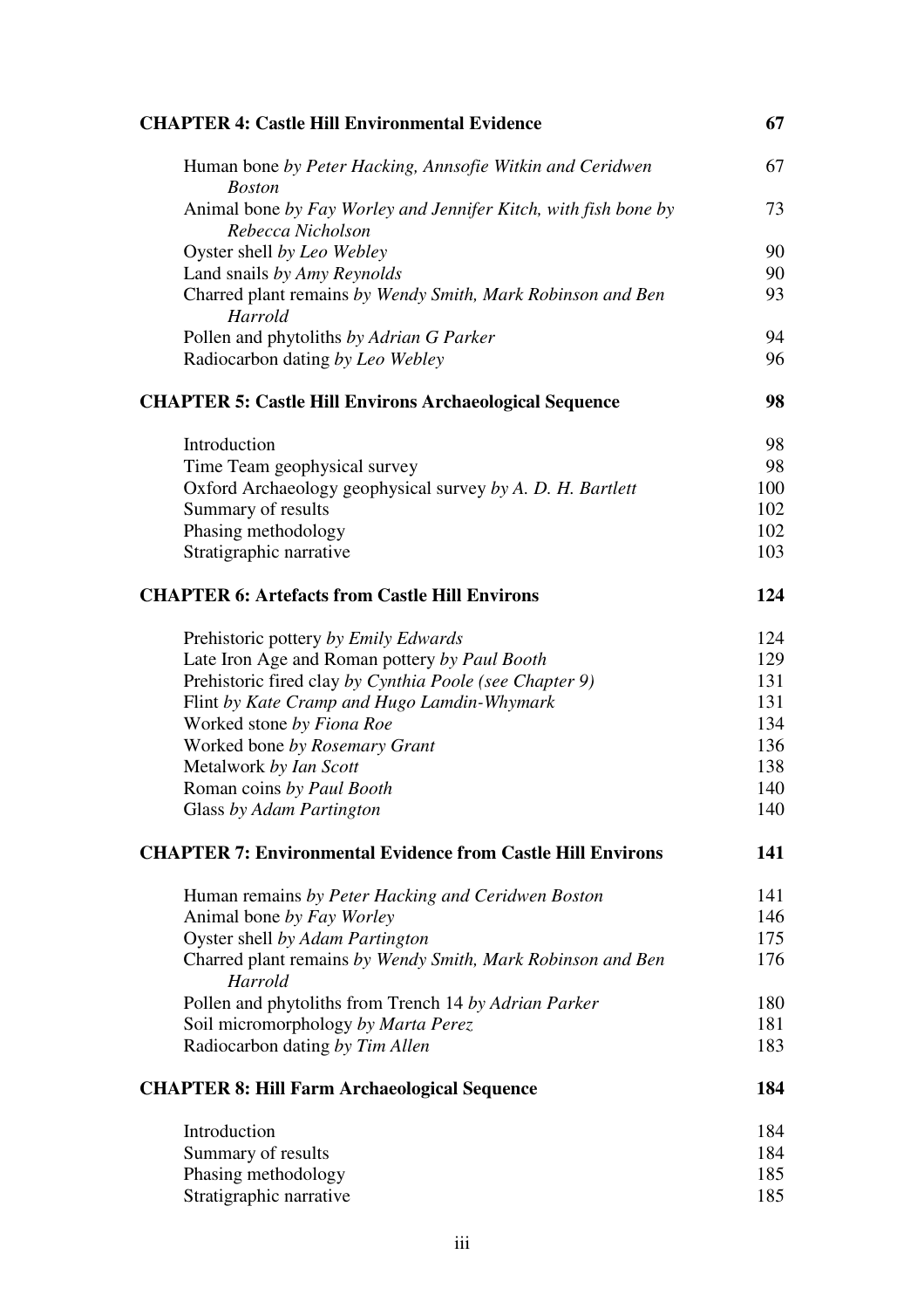| **CHAPTER 4: Castle Hill Environmental Evidence** | **67** |
|---|---|
| Human bone *by Peter Hacking, Annsofie Witkin and Ceridwen Boston* | 67 |
| Animal bone *by Fay Worley and Jennifer Kitch, with fish bone by Rebecca Nicholson* | 73 |
| Oyster shell *by Leo Webley* | 90 |
| Land snails *by Amy Reynolds* | 90 |
| Charred plant remains *by Wendy Smith, Mark Robinson and Ben Harrold* | 93 |
| Pollen and phytoliths *by Adrian G Parker* | 94 |
| Radiocarbon dating *by Leo Webley* | 96 |
| **CHAPTER 5: Castle Hill Environs Archaeological Sequence** | **98** |
| Introduction | 98 |
| Time Team geophysical survey | 98 |
| Oxford Archaeology geophysical survey *by A. D. H. Bartlett* | 100 |
| Summary of results | 102 |
| Phasing methodology | 102 |
| Stratigraphic narrative | 103 |
| **CHAPTER 6: Artefacts from Castle Hill Environs** | **124** |
| Prehistoric pottery *by Emily Edwards* | 124 |
| Late Iron Age and Roman pottery *by Paul Booth* | 129 |
| Prehistoric fired clay *by Cynthia Poole (see Chapter 9)* | 131 |
| Flint *by Kate Cramp and Hugo Lamdin-Whymark* | 131 |
| Worked stone *by Fiona Roe* | 134 |
| Worked bone *by Rosemary Grant* | 136 |
| Metalwork *by Ian Scott* | 138 |
| Roman coins *by Paul Booth* | 140 |
| Glass *by Adam Partington* | 140 |
| **CHAPTER 7: Environmental Evidence from Castle Hill Environs** | **141** |
| Human remains *by Peter Hacking and Ceridwen Boston* | 141 |
| Animal bone *by Fay Worley* | 146 |
| Oyster shell *by Adam Partington* | 175 |
| Charred plant remains *by Wendy Smith, Mark Robinson and Ben Harrold* | 176 |
| Pollen and phytoliths from Trench 14 *by Adrian Parker* | 180 |
| Soil micromorphology *by Marta Perez* | 181 |
| Radiocarbon dating *by Tim Allen* | 183 |
| **CHAPTER 8: Hill Farm Archaeological Sequence** | **184** |
| Introduction | 184 |
| Summary of results | 184 |
| Phasing methodology | 185 |
| Stratigraphic narrative | 185 |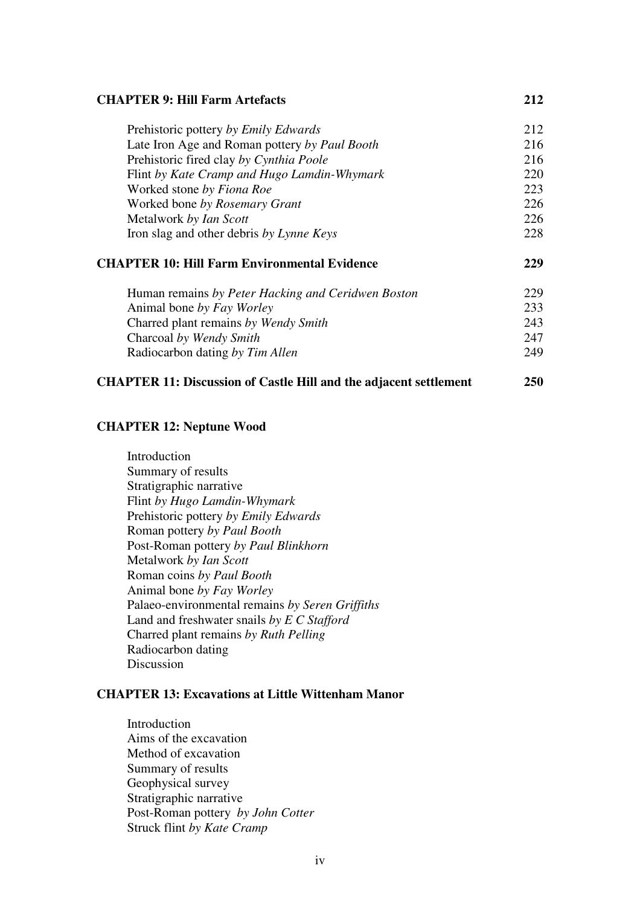| | |
|---|---|
| **CHAPTER 9: Hill Farm Artefacts** | **212** |
| Prehistoric pottery *by Emily Edwards* | 212 |
| Late Iron Age and Roman pottery *by Paul Booth* | 216 |
| Prehistoric fired clay *by Cynthia Poole* | 216 |
| Flint *by Kate Cramp and Hugo Lamdin-Whymark* | 220 |
| Worked stone *by Fiona Roe* | 223 |
| Worked bone *by Rosemary Grant* | 226 |
| Metalwork *by Ian Scott* | 226 |
| Iron slag and other debris *by Lynne Keys* | 228 |
| **CHAPTER 10: Hill Farm Environmental Evidence** | **229** |
| Human remains *by Peter Hacking and Ceridwen Boston* | 229 |
| Animal bone *by Fay Worley* | 233 |
| Charred plant remains *by Wendy Smith* | 243 |
| Charcoal *by Wendy Smith* | 247 |
| Radiocarbon dating *by Tim Allen* | 249 |
| **CHAPTER 11: Discussion of Castle Hill and the adjacent settlement** | **250** |

**CHAPTER 12: Neptune Wood**

- Introduction
- Summary of results
- Stratigraphic narrative
- Flint *by Hugo Lamdin-Whymark*
- Prehistoric pottery *by Emily Edwards*
- Roman pottery *by Paul Booth*
- Post-Roman pottery *by Paul Blinkhorn*
- Metalwork *by Ian Scott*
- Roman coins *by Paul Booth*
- Animal bone *by Fay Worley*
- Palaeo-environmental remains *by Seren Griffiths*
- Land and freshwater snails *by E C Stafford*
- Charred plant remains *by Ruth Pelling*
- Radiocarbon dating
- Discussion

**CHAPTER 13: Excavations at Little Wittenham Manor**

- Introduction
- Aims of the excavation
- Method of excavation
- Summary of results
- Geophysical survey
- Stratigraphic narrative
- Post-Roman pottery *by John Cotter*
- Struck flint *by Kate Cramp*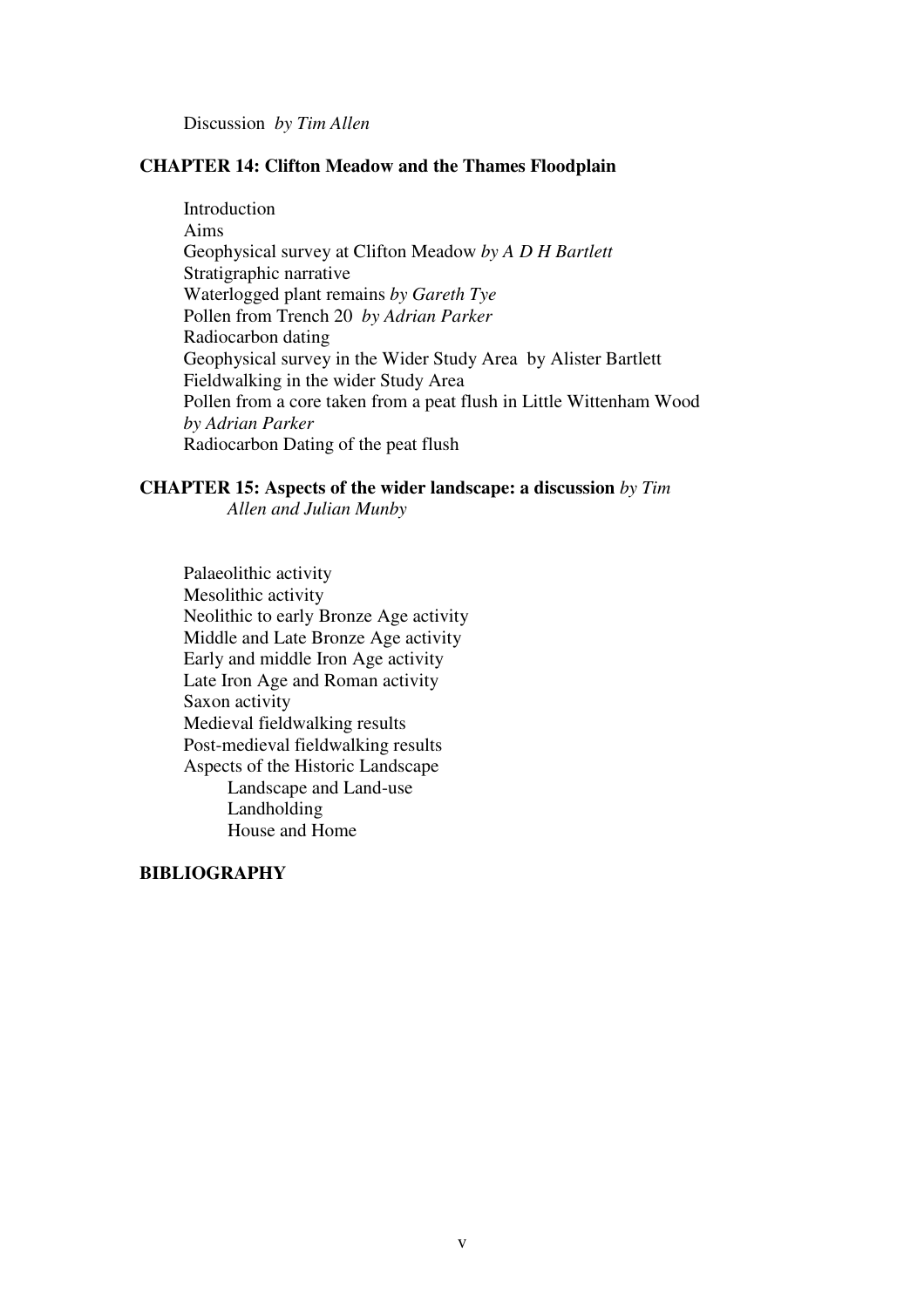Discussion *by Tim Allen*

**CHAPTER 14: Clifton Meadow and the Thames Floodplain**

Introduction
Aims
Geophysical survey at Clifton Meadow *by A D H Bartlett*
Stratigraphic narrative
Waterlogged plant remains *by Gareth Tye*
Pollen from Trench 20 *by Adrian Parker*
Radiocarbon dating
Geophysical survey in the Wider Study Area by Alister Bartlett
Fieldwalking in the wider Study Area
Pollen from a core taken from a peat flush in Little Wittenham Wood *by Adrian Parker*
Radiocarbon Dating of the peat flush

**CHAPTER 15: Aspects of the wider landscape: a discussion** *by Tim Allen and Julian Munby*

Palaeolithic activity
Mesolithic activity
Neolithic to early Bronze Age activity
Middle and Late Bronze Age activity
Early and middle Iron Age activity
Late Iron Age and Roman activity
Saxon activity
Medieval fieldwalking results
Post-medieval fieldwalking results
Aspects of the Historic Landscape
- Landscape and Land-use
- Landholding
- House and Home

**BIBLIOGRAPHY**